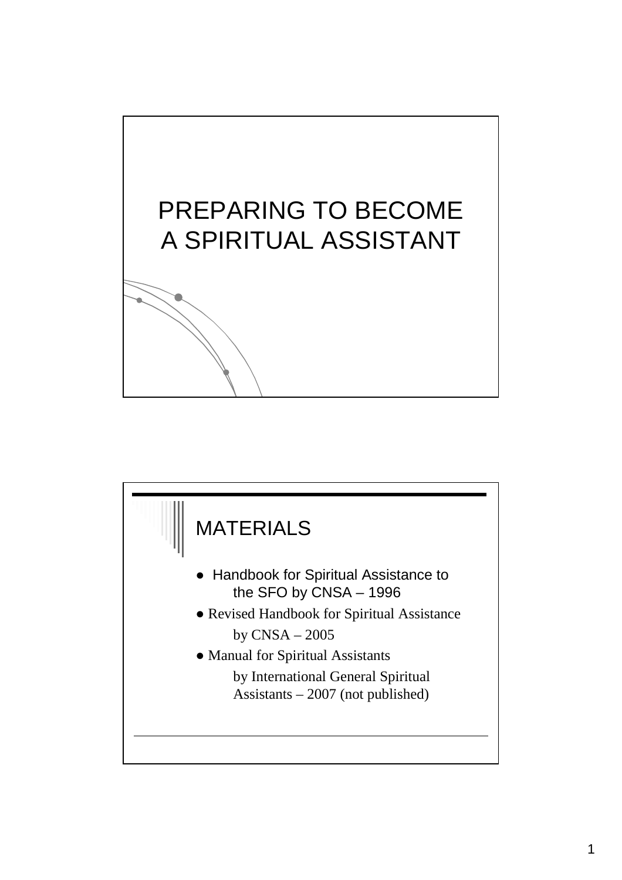# PREPARING TO BECOME A SPIRITUAL ASSISTANT

## MATERIALS

- Handbook for Spiritual Assistance to the SFO by CNSA – 1996
- Revised Handbook for Spiritual Assistance by CNSA – 2005
- Manual for Spiritual Assistants by International General Spiritual Assistants – 2007 (not published)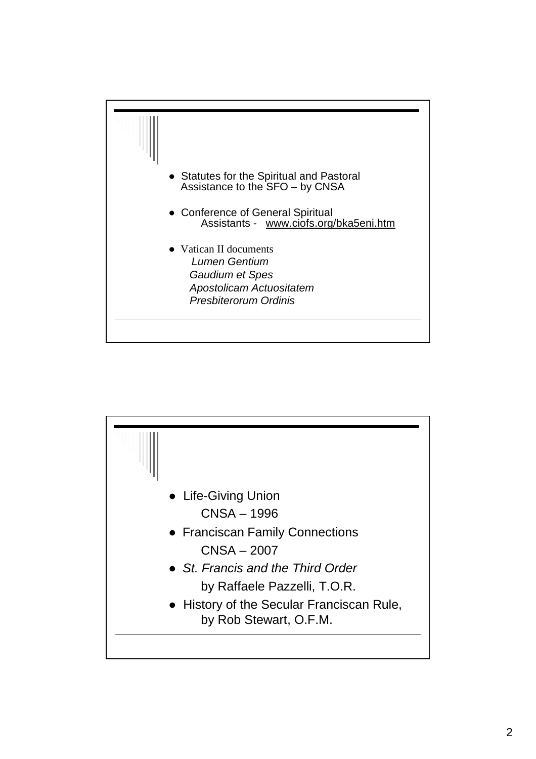- Statutes for the Spiritual and Pastoral Assistance to the SFO – by CNSA
- Conference of General Spiritual Assistants - www.ciofs.org/bka5eni.htm
- Vatican II documents
  - *Lumen Gentium*
  - *Gaudium et Spes*
  - *Apostolicam Actuositatem*
  - *Presbiterorum Ordinis*

---

- Life-Giving Union
  CNSA – 1996
- Franciscan Family Connections
  CNSA – 2007
- *St. Francis and the Third Order*
  by Raffaele Pazzelli, T.O.R.
- History of the Secular Franciscan Rule,
  by Rob Stewart, O.F.M.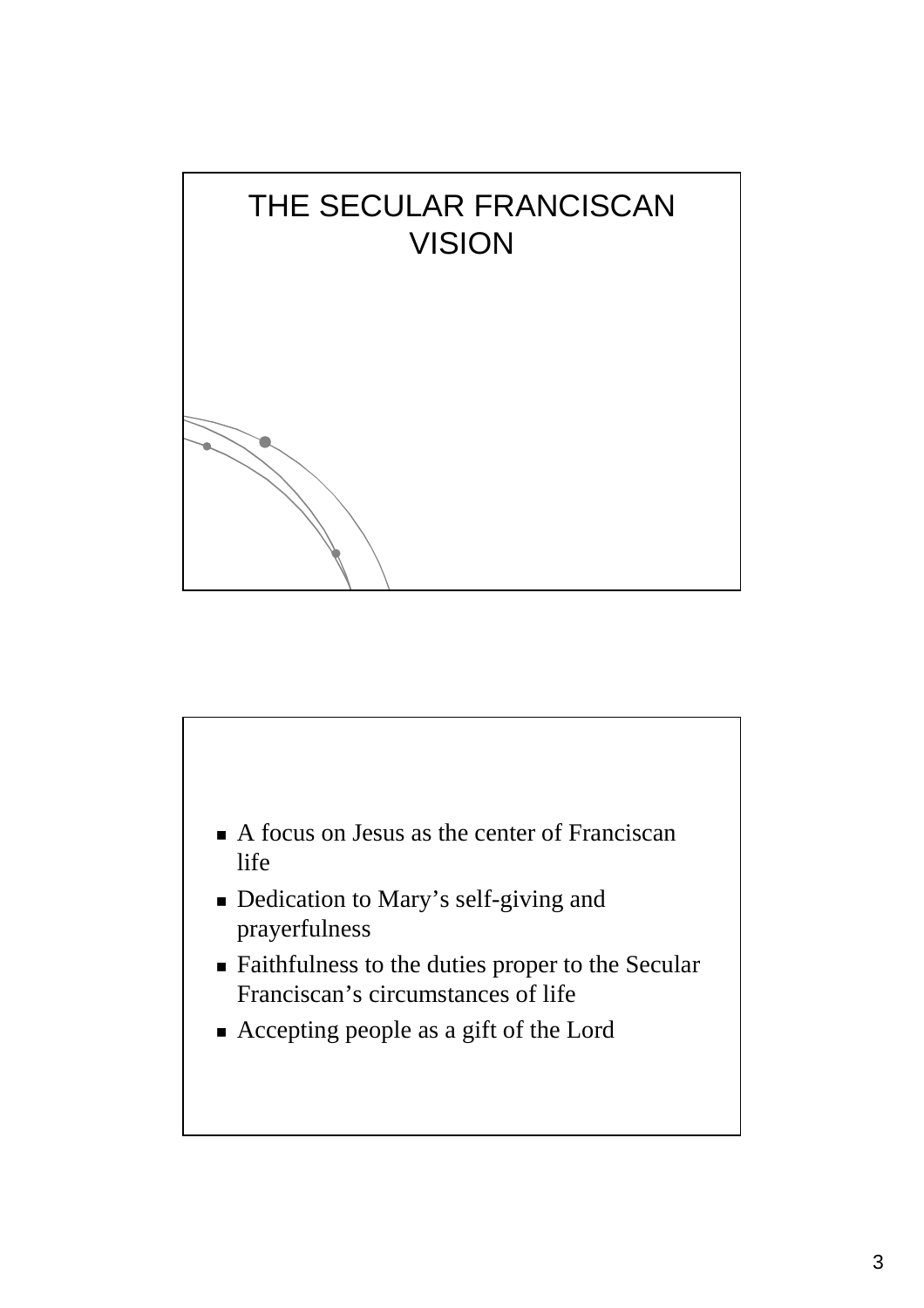# THE SECULAR FRANCISCAN VISION

- A focus on Jesus as the center of Franciscan life
- Dedication to Mary's self-giving and prayerfulness
- Faithfulness to the duties proper to the Secular Franciscan's circumstances of life
- Accepting people as a gift of the Lord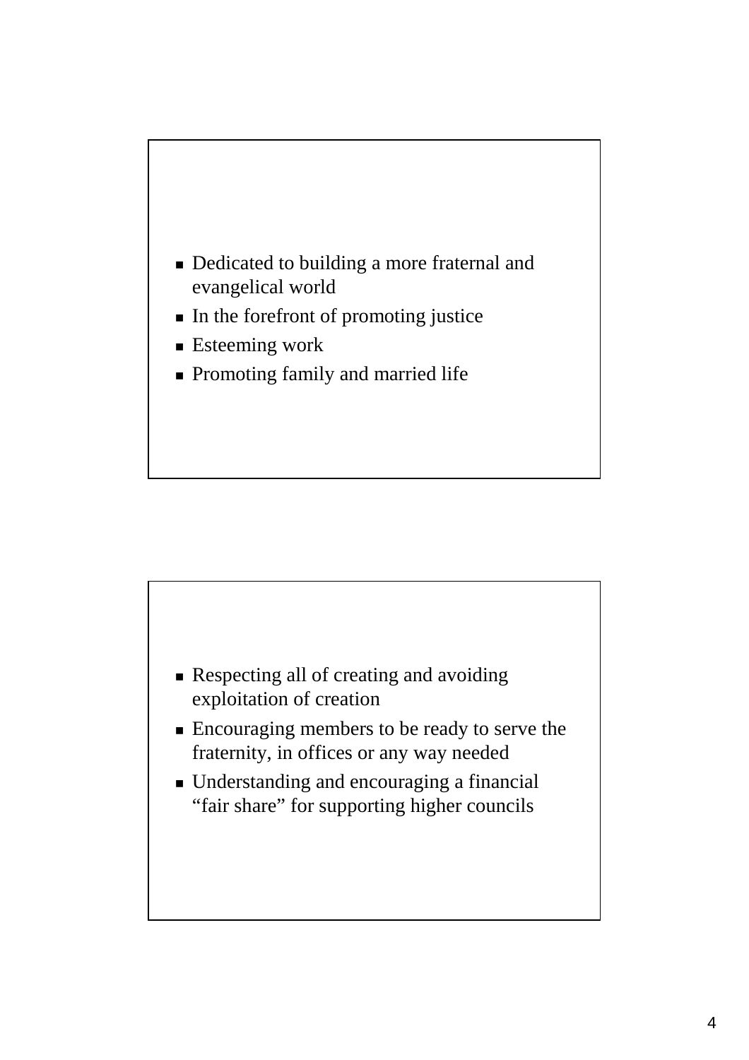- Dedicated to building a more fraternal and evangelical world
- In the forefront of promoting justice
- Esteeming work
- Promoting family and married life

- Respecting all of creating and avoiding exploitation of creation
- Encouraging members to be ready to serve the fraternity, in offices or any way needed
- Understanding and encouraging a financial “fair share” for supporting higher councils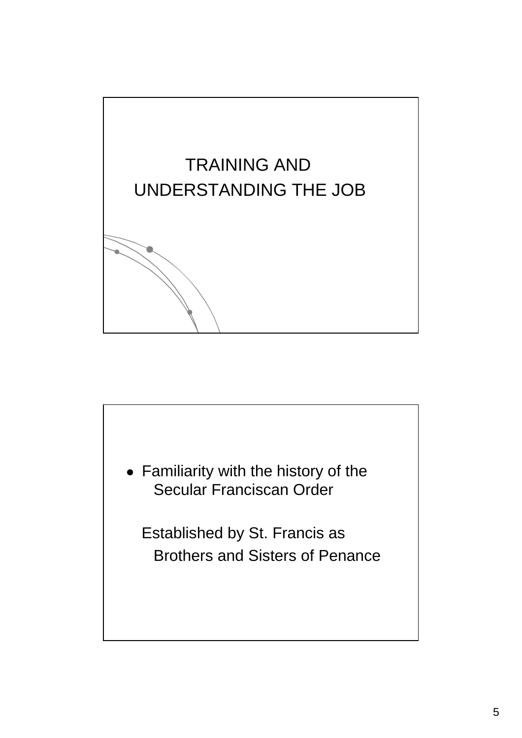# TRAINING AND UNDERSTANDING THE JOB

- Familiarity with the history of the Secular Franciscan Order

  Established by St. Francis as Brothers and Sisters of Penance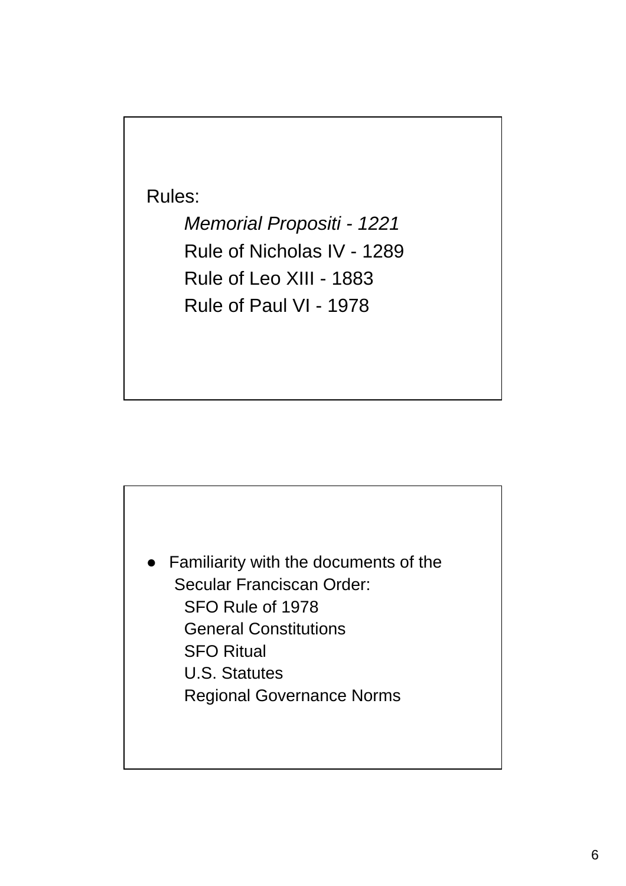Rules:

- *Memorial Propositi - 1221*
- Rule of Nicholas IV - 1289
- Rule of Leo XIII - 1883
- Rule of Paul VI - 1978

---

- Familiarity with the documents of the Secular Franciscan Order:
  - SFO Rule of 1978
  - General Constitutions
  - SFO Ritual
  - U.S. Statutes
  - Regional Governance Norms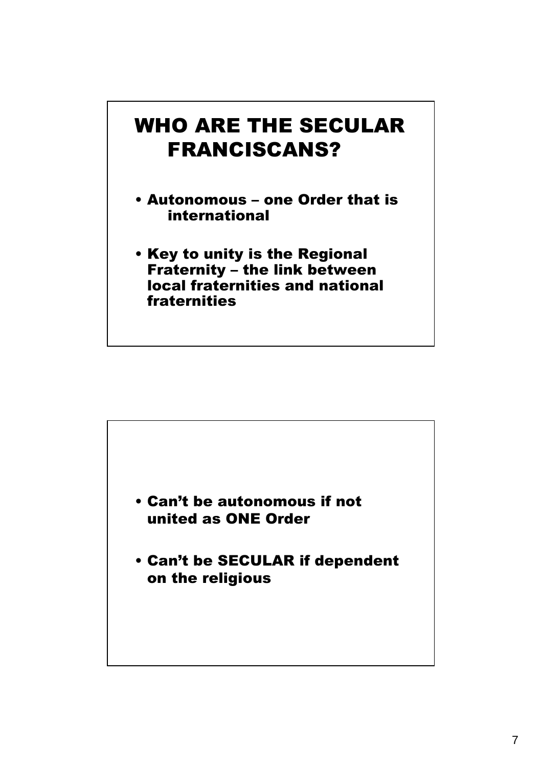# WHO ARE THE SECULAR FRANCISCANS?

- Autonomous – one Order that is international
- Key to unity is the Regional Fraternity – the link between local fraternities and national fraternities

---

- Can't be autonomous if not united as ONE Order
- Can't be SECULAR if dependent on the religious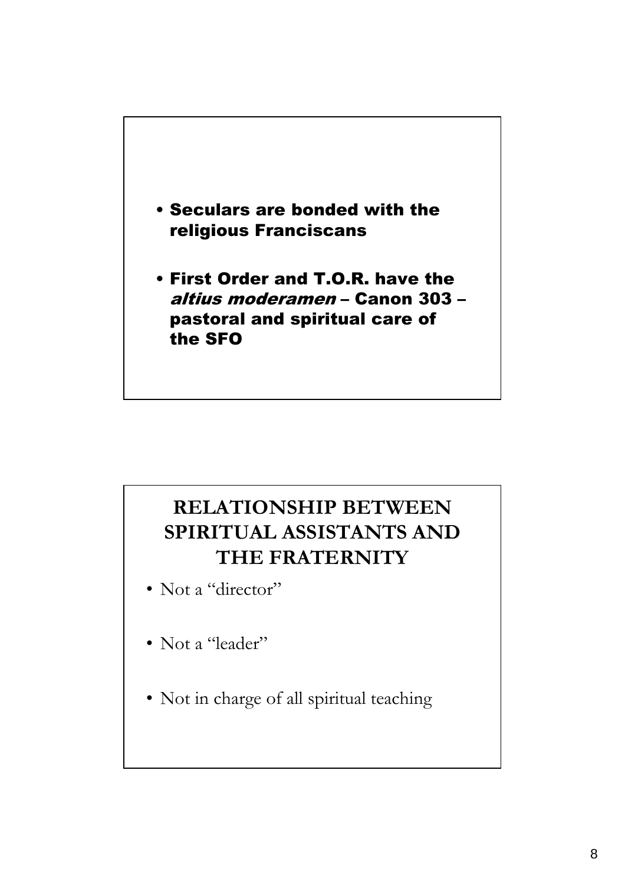- **Seculars are bonded with the religious Franciscans**

- **First Order and T.O.R. have the *altius moderamen* – Canon 303 – pastoral and spiritual care of the SFO**

## RELATIONSHIP BETWEEN SPIRITUAL ASSISTANTS AND THE FRATERNITY

- Not a "director"

- Not a "leader"

- Not in charge of all spiritual teaching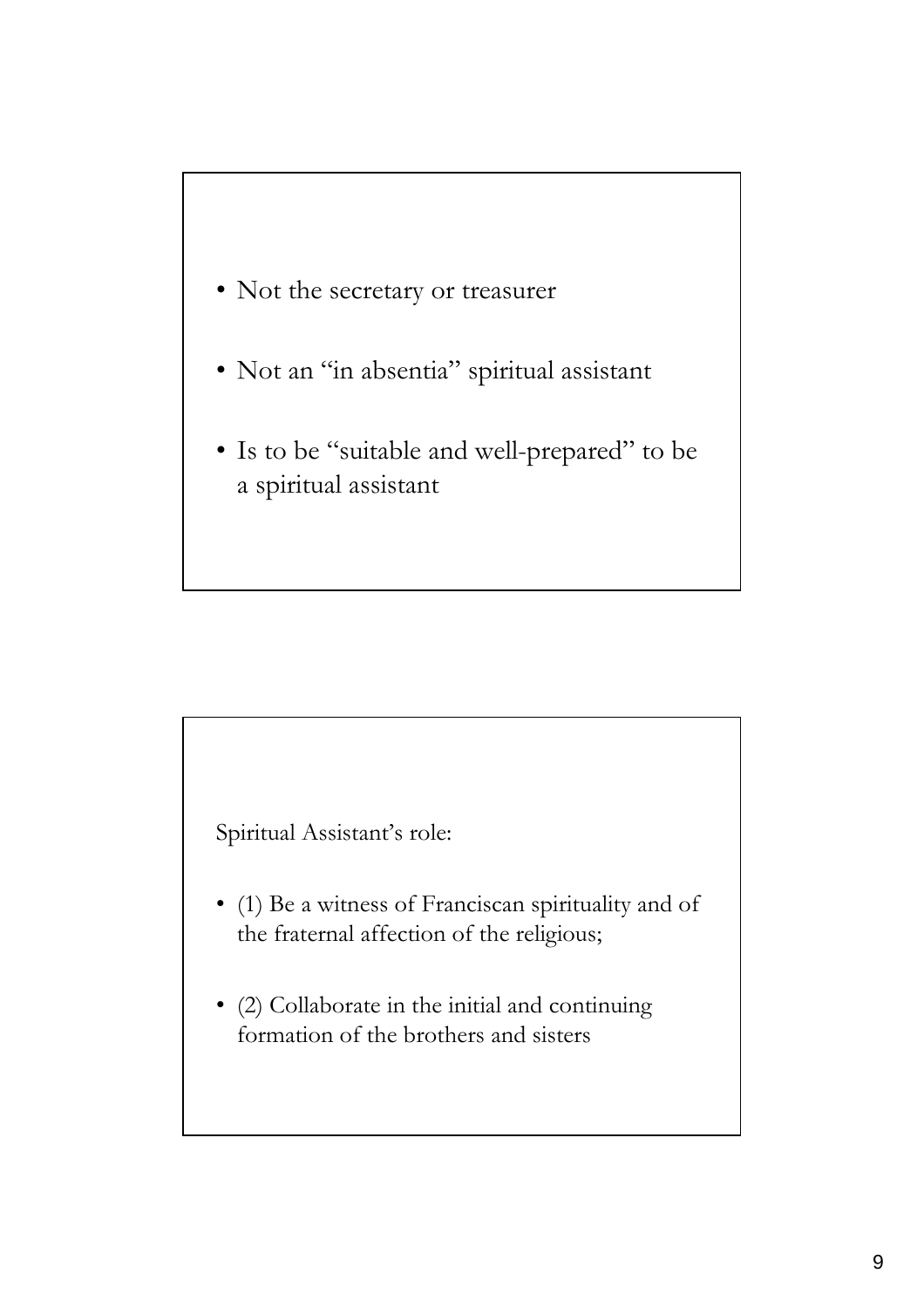- Not the secretary or treasurer
- Not an "in absentia" spiritual assistant
- Is to be "suitable and well-prepared" to be a spiritual assistant

Spiritual Assistant's role:

- (1) Be a witness of Franciscan spirituality and of the fraternal affection of the religious;
- (2) Collaborate in the initial and continuing formation of the brothers and sisters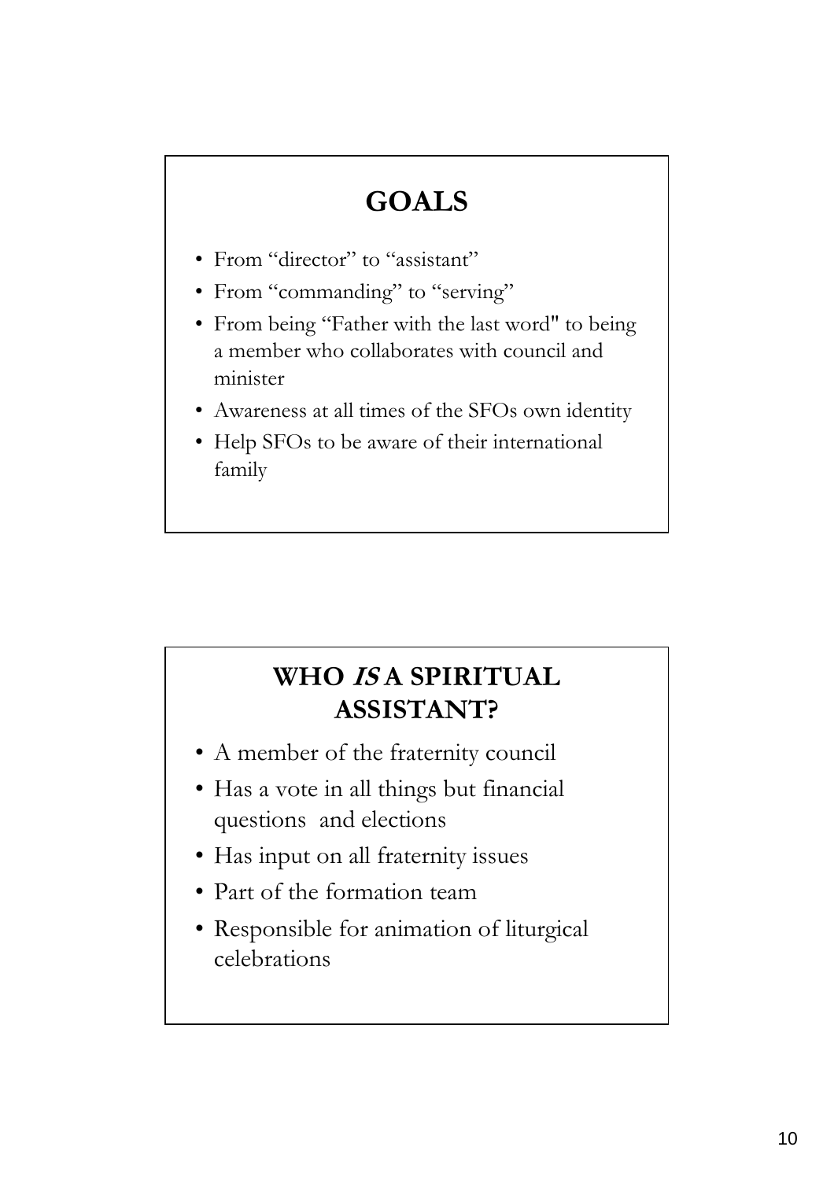## GOALS

- From "director" to "assistant"
- From "commanding" to "serving"
- From being "Father with the last word" to being a member who collaborates with council and minister
- Awareness at all times of the SFOs own identity
- Help SFOs to be aware of their international family

## WHO *IS* A SPIRITUAL ASSISTANT?

- A member of the fraternity council
- Has a vote in all things but financial questions and elections
- Has input on all fraternity issues
- Part of the formation team
- Responsible for animation of liturgical celebrations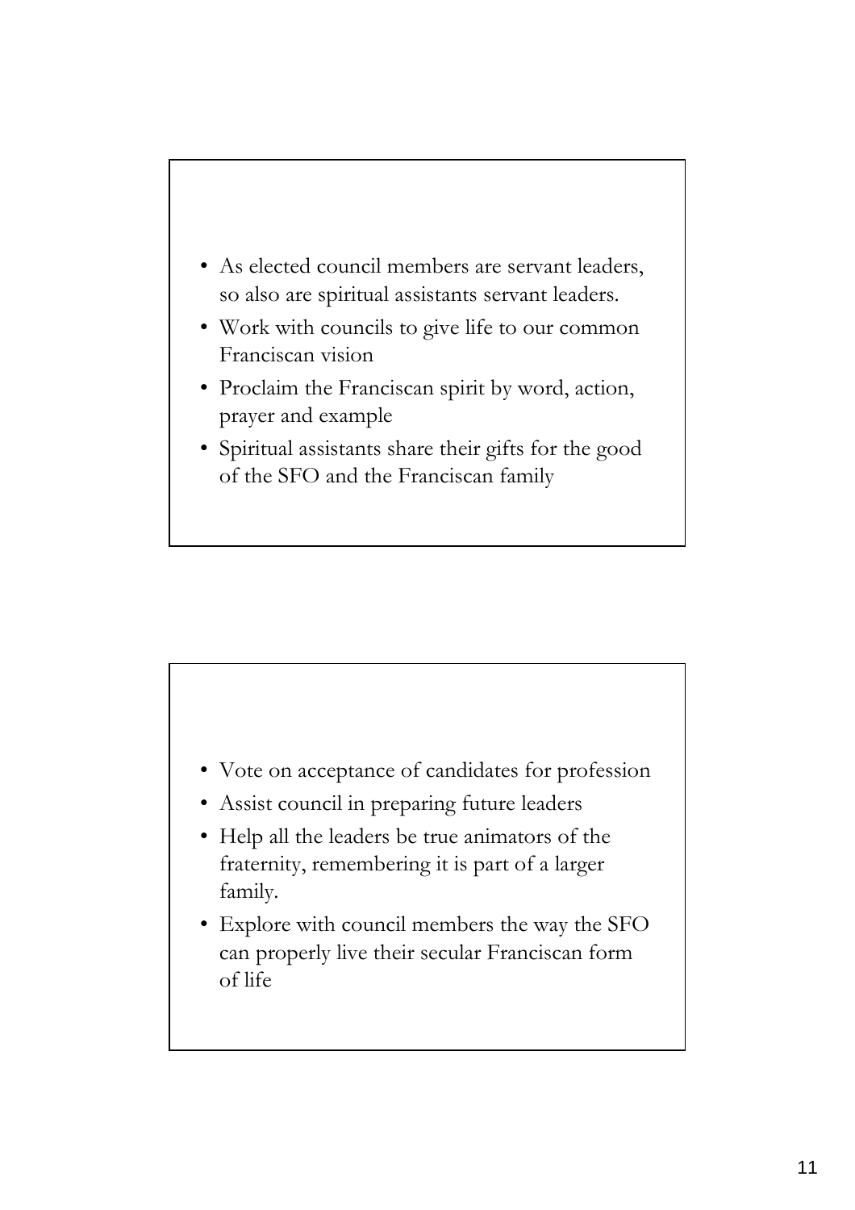- As elected council members are servant leaders, so also are spiritual assistants servant leaders.
- Work with councils to give life to our common Franciscan vision
- Proclaim the Franciscan spirit by word, action, prayer and example
- Spiritual assistants share their gifts for the good of the SFO and the Franciscan family

---

- Vote on acceptance of candidates for profession
- Assist council in preparing future leaders
- Help all the leaders be true animators of the fraternity, remembering it is part of a larger family.
- Explore with council members the way the SFO can properly live their secular Franciscan form of life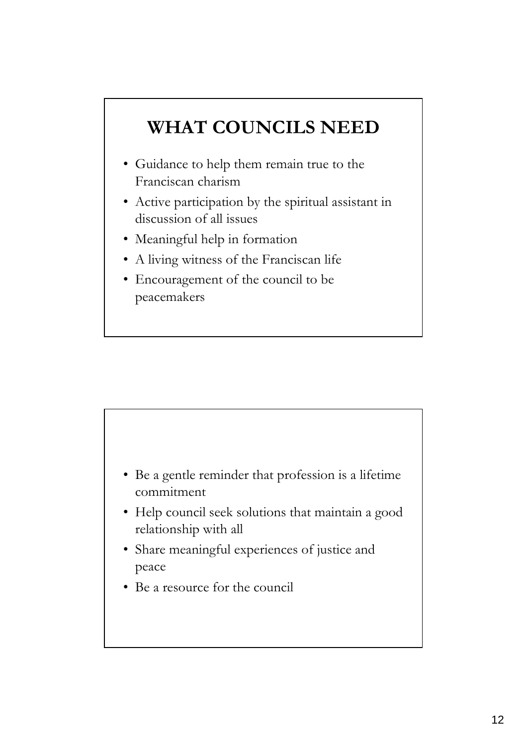## WHAT COUNCILS NEED

- Guidance to help them remain true to the Franciscan charism
- Active participation by the spiritual assistant in discussion of all issues
- Meaningful help in formation
- A living witness of the Franciscan life
- Encouragement of the council to be peacemakers

---

- Be a gentle reminder that profession is a lifetime commitment
- Help council seek solutions that maintain a good relationship with all
- Share meaningful experiences of justice and peace
- Be a resource for the council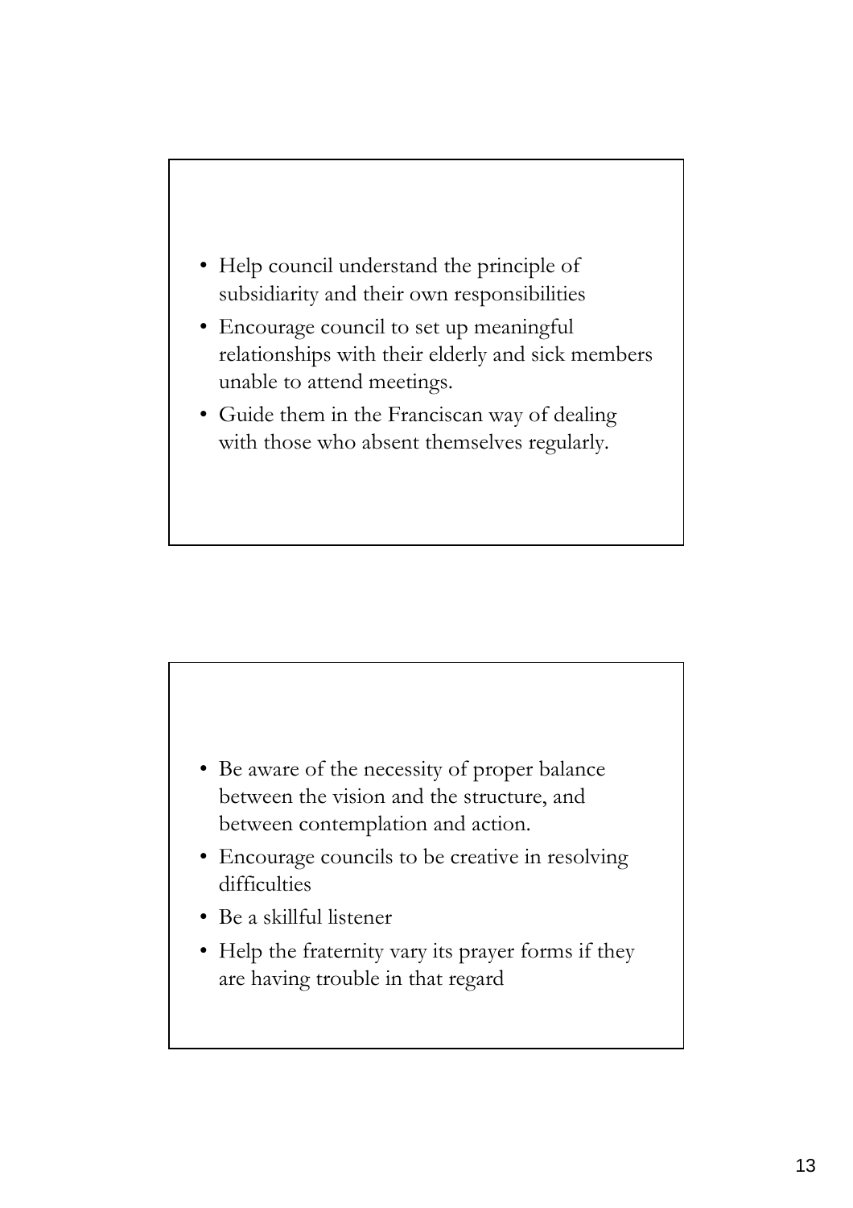- Help council understand the principle of subsidiarity and their own responsibilities
- Encourage council to set up meaningful relationships with their elderly and sick members unable to attend meetings.
- Guide them in the Franciscan way of dealing with those who absent themselves regularly.

- Be aware of the necessity of proper balance between the vision and the structure, and between contemplation and action.
- Encourage councils to be creative in resolving difficulties
- Be a skillful listener
- Help the fraternity vary its prayer forms if they are having trouble in that regard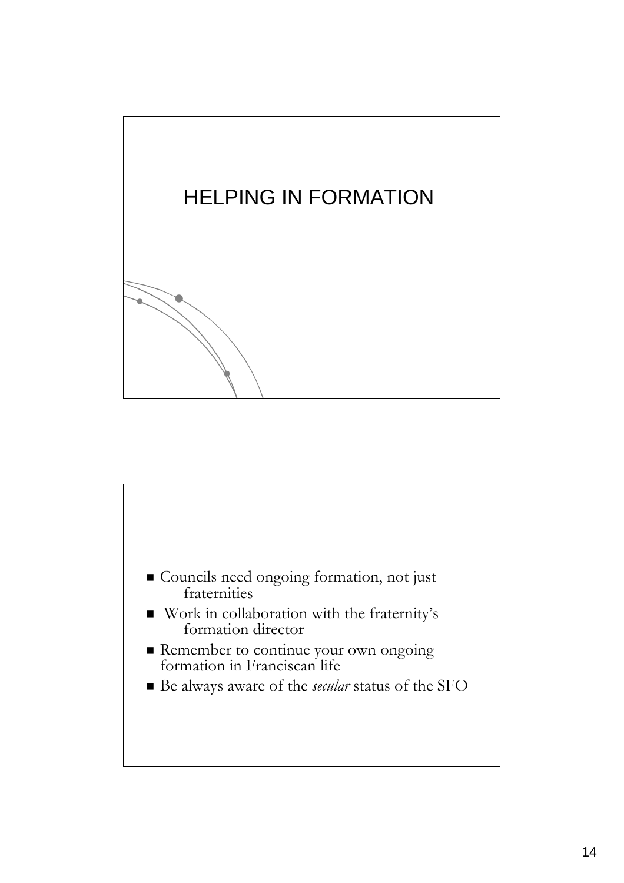# HELPING IN FORMATION

- Councils need ongoing formation, not just fraternities
- Work in collaboration with the fraternity's formation director
- Remember to continue your own ongoing formation in Franciscan life
- Be always aware of the *secular* status of the SFO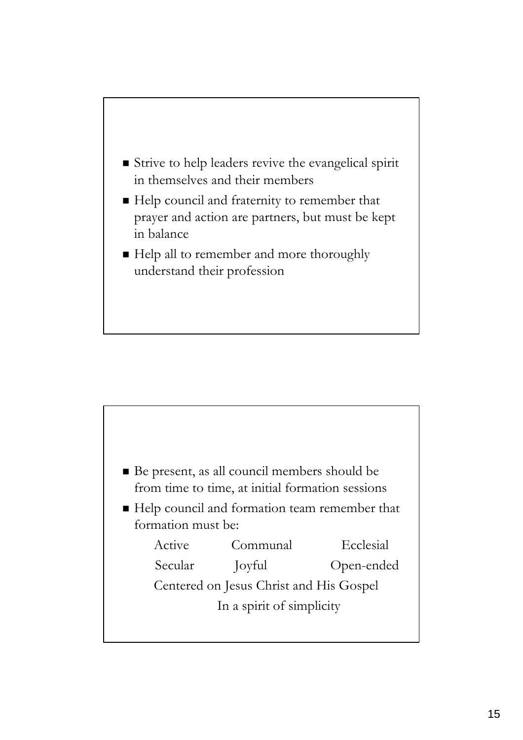- Strive to help leaders revive the evangelical spirit in themselves and their members
- Help council and fraternity to remember that prayer and action are partners, but must be kept in balance
- Help all to remember and more thoroughly understand their profession

---

- Be present, as all council members should be from time to time, at initial formation sessions
- Help council and formation team remember that formation must be:

  Active Communal Ecclesial

  Secular Joyful Open-ended

  Centered on Jesus Christ and His Gospel

  In a spirit of simplicity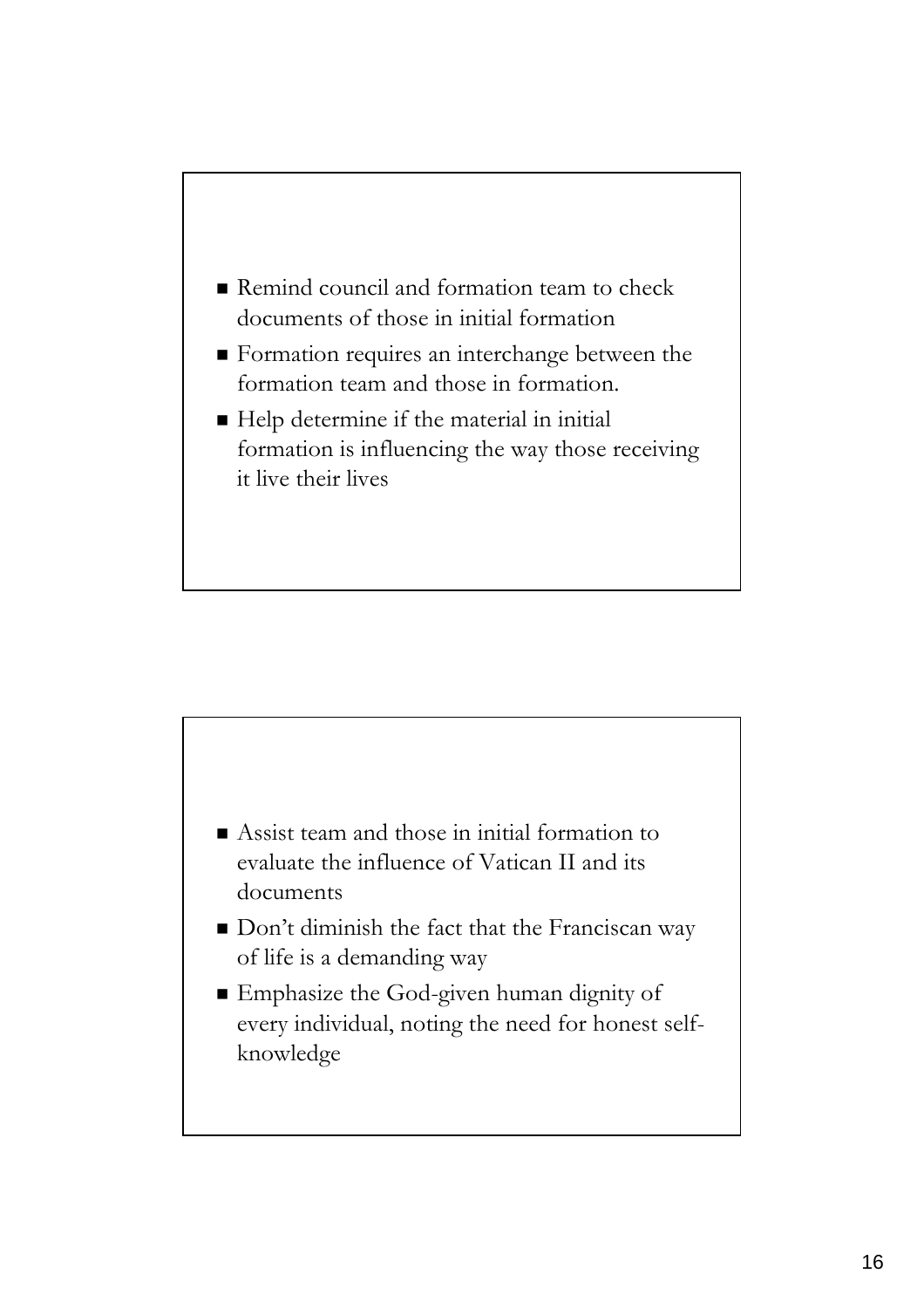- Remind council and formation team to check documents of those in initial formation
- Formation requires an interchange between the formation team and those in formation.
- Help determine if the material in initial formation is influencing the way those receiving it live their lives

- Assist team and those in initial formation to evaluate the influence of Vatican II and its documents
- Don't diminish the fact that the Franciscan way of life is a demanding way
- Emphasize the God-given human dignity of every individual, noting the need for honest self-knowledge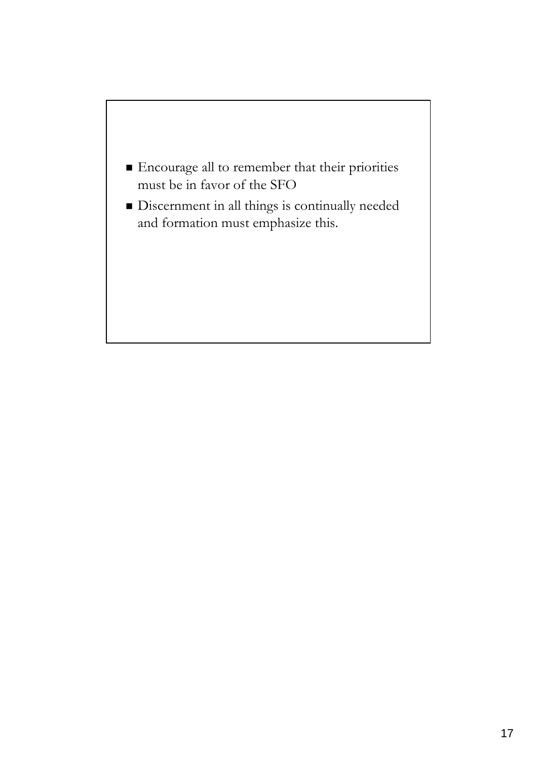- Encourage all to remember that their priorities must be in favor of the SFO
- Discernment in all things is continually needed and formation must emphasize this.